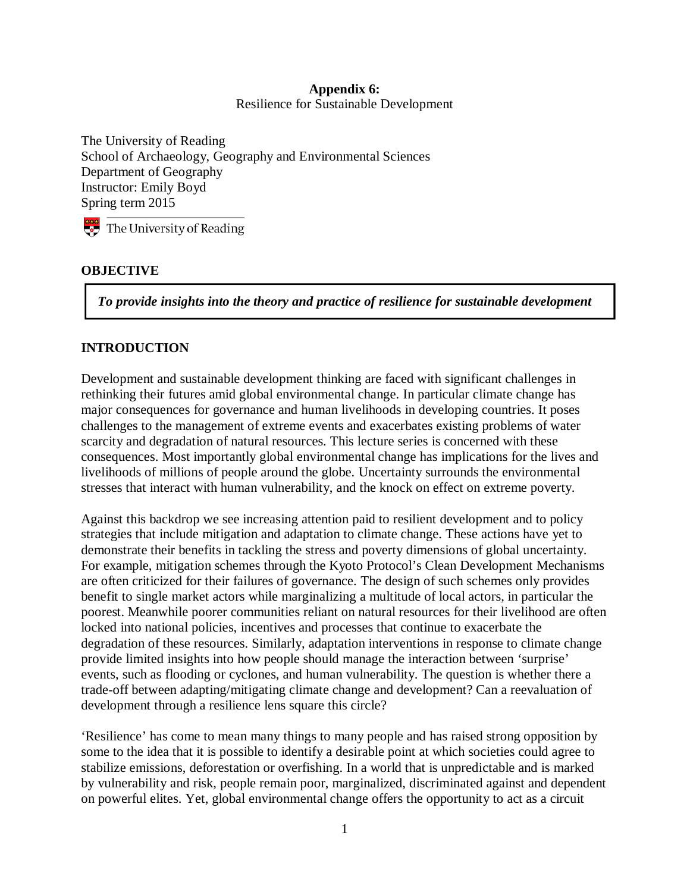**Appendix 6:**

Resilience for Sustainable Development

The University of Reading
School of Archaeology, Geography and Environmental Sciences
Department of Geography
Instructor: Emily Boyd
Spring term 2015

The University of Reading

## OBJECTIVE

***To provide insights into the theory and practice of resilience for sustainable development***

## INTRODUCTION

Development and sustainable development thinking are faced with significant challenges in rethinking their futures amid global environmental change. In particular climate change has major consequences for governance and human livelihoods in developing countries. It poses challenges to the management of extreme events and exacerbates existing problems of water scarcity and degradation of natural resources. This lecture series is concerned with these consequences. Most importantly global environmental change has implications for the lives and livelihoods of millions of people around the globe. Uncertainty surrounds the environmental stresses that interact with human vulnerability, and the knock on effect on extreme poverty.

Against this backdrop we see increasing attention paid to resilient development and to policy strategies that include mitigation and adaptation to climate change. These actions have yet to demonstrate their benefits in tackling the stress and poverty dimensions of global uncertainty. For example, mitigation schemes through the Kyoto Protocol's Clean Development Mechanisms are often criticized for their failures of governance. The design of such schemes only provides benefit to single market actors while marginalizing a multitude of local actors, in particular the poorest. Meanwhile poorer communities reliant on natural resources for their livelihood are often locked into national policies, incentives and processes that continue to exacerbate the degradation of these resources. Similarly, adaptation interventions in response to climate change provide limited insights into how people should manage the interaction between 'surprise' events, such as flooding or cyclones, and human vulnerability. The question is whether there a trade-off between adapting/mitigating climate change and development? Can a reevaluation of development through a resilience lens square this circle?

'Resilience' has come to mean many things to many people and has raised strong opposition by some to the idea that it is possible to identify a desirable point at which societies could agree to stabilize emissions, deforestation or overfishing. In a world that is unpredictable and is marked by vulnerability and risk, people remain poor, marginalized, discriminated against and dependent on powerful elites. Yet, global environmental change offers the opportunity to act as a circuit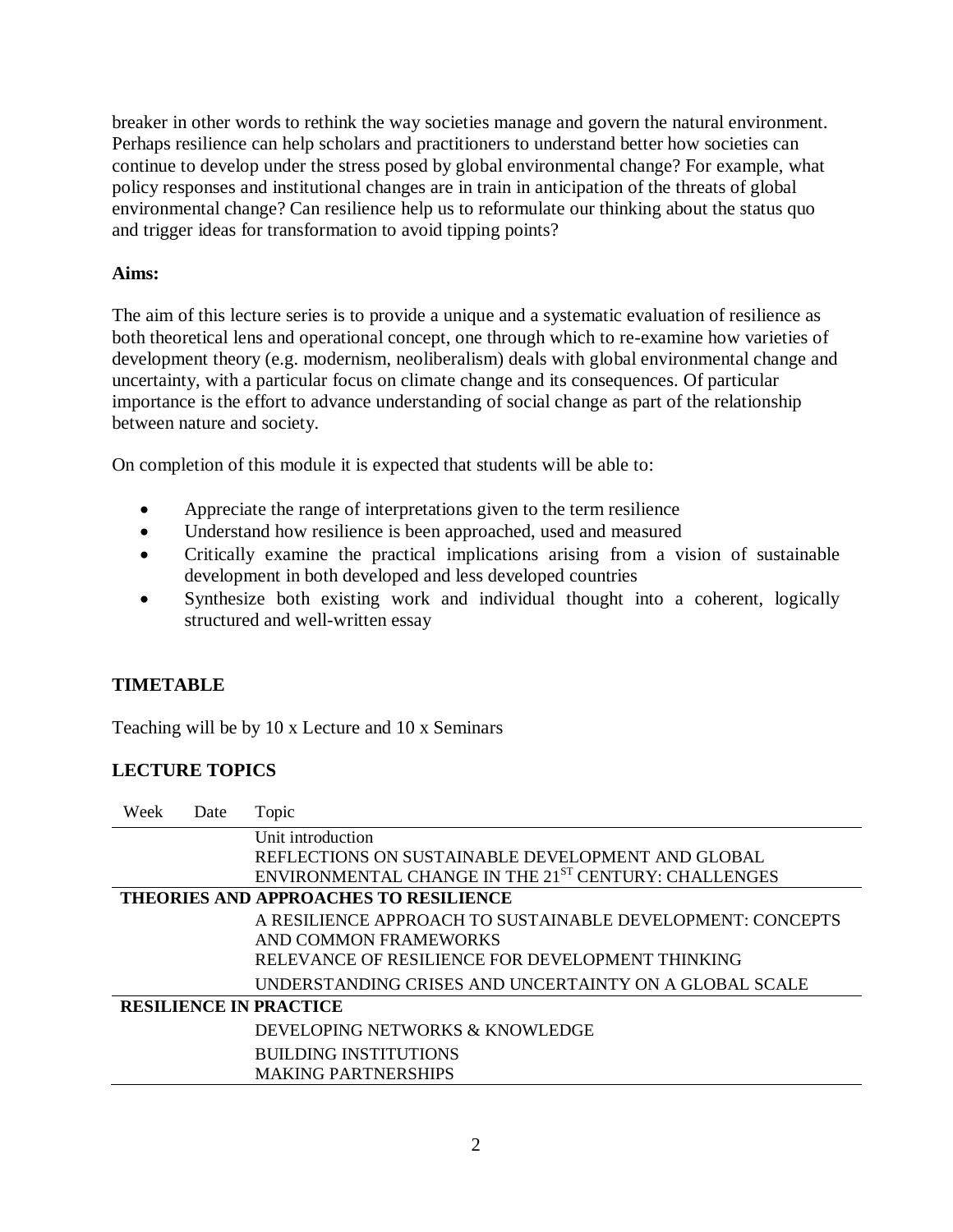breaker in other words to rethink the way societies manage and govern the natural environment. Perhaps resilience can help scholars and practitioners to understand better how societies can continue to develop under the stress posed by global environmental change? For example, what policy responses and institutional changes are in train in anticipation of the threats of global environmental change? Can resilience help us to reformulate our thinking about the status quo and trigger ideas for transformation to avoid tipping points?

**Aims:**

The aim of this lecture series is to provide a unique and a systematic evaluation of resilience as both theoretical lens and operational concept, one through which to re-examine how varieties of development theory (e.g. modernism, neoliberalism) deals with global environmental change and uncertainty, with a particular focus on climate change and its consequences. Of particular importance is the effort to advance understanding of social change as part of the relationship between nature and society.

On completion of this module it is expected that students will be able to:

- Appreciate the range of interpretations given to the term resilience
- Understand how resilience is been approached, used and measured
- Critically examine the practical implications arising from a vision of sustainable development in both developed and less developed countries
- Synthesize both existing work and individual thought into a coherent, logically structured and well-written essay

## TIMETABLE

Teaching will be by 10 x Lecture and 10 x Seminars

## LECTURE TOPICS

| Week | Date | Topic |
|---|---|---|
| | | Unit introduction<br>REFLECTIONS ON SUSTAINABLE DEVELOPMENT AND GLOBAL ENVIRONMENTAL CHANGE IN THE 21ST CENTURY: CHALLENGES |
| **THEORIES AND APPROACHES TO RESILIENCE** | | |
| | | A RESILIENCE APPROACH TO SUSTAINABLE DEVELOPMENT: CONCEPTS AND COMMON FRAMEWORKS |
| | | RELEVANCE OF RESILIENCE FOR DEVELOPMENT THINKING |
| | | UNDERSTANDING CRISES AND UNCERTAINTY ON A GLOBAL SCALE |
| **RESILIENCE IN PRACTICE** | | |
| | | DEVELOPING NETWORKS & KNOWLEDGE |
| | | BUILDING INSTITUTIONS |
| | | MAKING PARTNERSHIPS |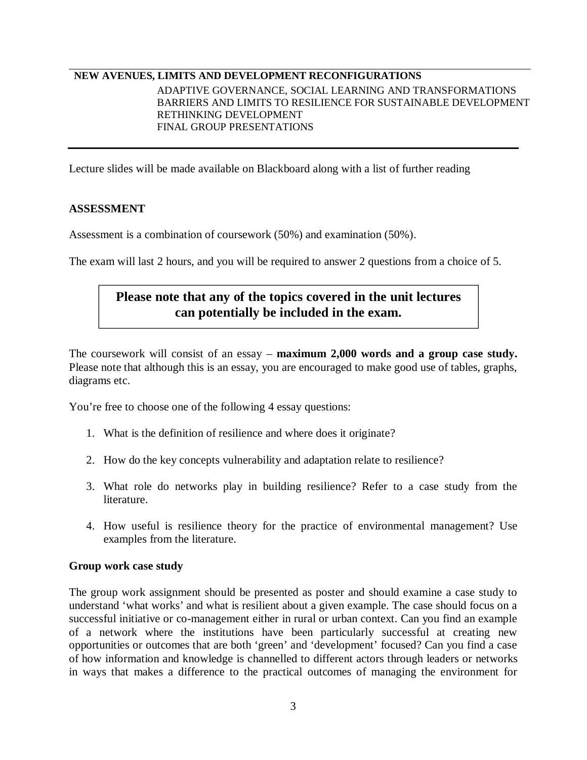**NEW AVENUES, LIMITS AND DEVELOPMENT RECONFIGURATIONS**

ADAPTIVE GOVERNANCE, SOCIAL LEARNING AND TRANSFORMATIONS
BARRIERS AND LIMITS TO RESILIENCE FOR SUSTAINABLE DEVELOPMENT
RETHINKING DEVELOPMENT
FINAL GROUP PRESENTATIONS

---

Lecture slides will be made available on Blackboard along with a list of further reading

## ASSESSMENT

Assessment is a combination of coursework (50%) and examination (50%).

The exam will last 2 hours, and you will be required to answer 2 questions from a choice of 5.

**Please note that any of the topics covered in the unit lectures can potentially be included in the exam.**

The coursework will consist of an essay – **maximum 2,000 words and a group case study.** Please note that although this is an essay, you are encouraged to make good use of tables, graphs, diagrams etc.

You're free to choose one of the following 4 essay questions:

1. What is the definition of resilience and where does it originate?
2. How do the key concepts vulnerability and adaptation relate to resilience?
3. What role do networks play in building resilience? Refer to a case study from the literature.
4. How useful is resilience theory for the practice of environmental management? Use examples from the literature.

### Group work case study

The group work assignment should be presented as poster and should examine a case study to understand 'what works' and what is resilient about a given example. The case should focus on a successful initiative or co-management either in rural or urban context. Can you find an example of a network where the institutions have been particularly successful at creating new opportunities or outcomes that are both 'green' and 'development' focused? Can you find a case of how information and knowledge is channelled to different actors through leaders or networks in ways that makes a difference to the practical outcomes of managing the environment for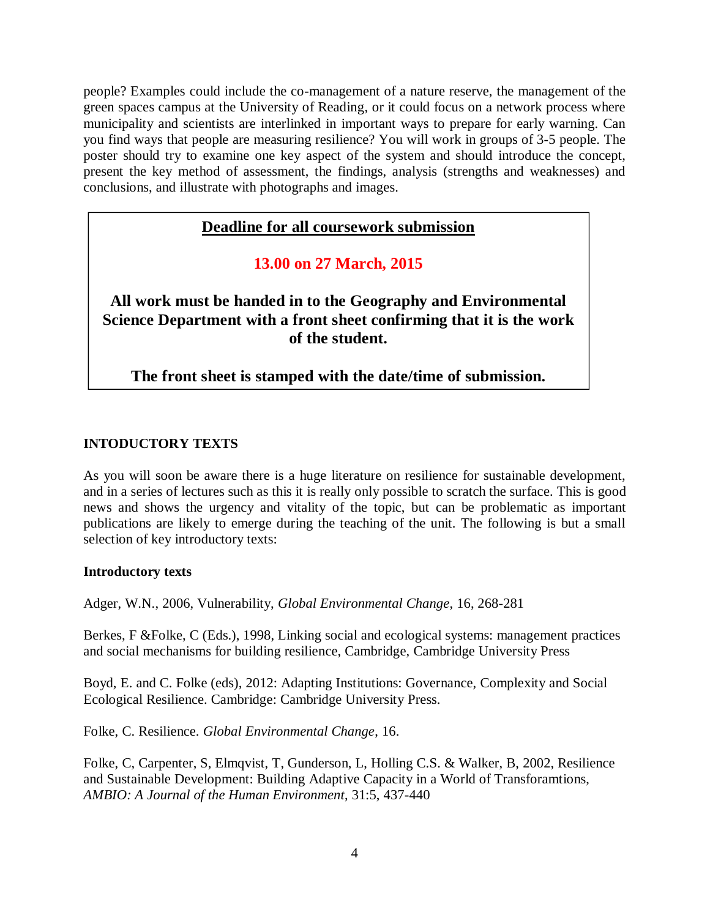people? Examples could include the co-management of a nature reserve, the management of the green spaces campus at the University of Reading, or it could focus on a network process where municipality and scientists are interlinked in important ways to prepare for early warning. Can you find ways that people are measuring resilience? You will work in groups of 3-5 people. The poster should try to examine one key aspect of the system and should introduce the concept, present the key method of assessment, the findings, analysis (strengths and weaknesses) and conclusions, and illustrate with photographs and images.

> **<u>Deadline for all coursework submission</u>**
>
> **13.00 on 27 March, 2015**
>
> **All work must be handed in to the Geography and Environmental Science Department with a front sheet confirming that it is the work of the student.**
>
> **The front sheet is stamped with the date/time of submission.**

## INTODUCTORY TEXTS

As you will soon be aware there is a huge literature on resilience for sustainable development, and in a series of lectures such as this it is really only possible to scratch the surface. This is good news and shows the urgency and vitality of the topic, but can be problematic as important publications are likely to emerge during the teaching of the unit. The following is but a small selection of key introductory texts:

### Introductory texts

Adger, W.N., 2006, Vulnerability, *Global Environmental Change*, 16, 268-281

Berkes, F &Folke, C (Eds.), 1998, Linking social and ecological systems: management practices and social mechanisms for building resilience, Cambridge, Cambridge University Press

Boyd, E. and C. Folke (eds), 2012: Adapting Institutions: Governance, Complexity and Social Ecological Resilience. Cambridge: Cambridge University Press.

Folke, C. Resilience. *Global Environmental Change*, 16.

Folke, C, Carpenter, S, Elmqvist, T, Gunderson, L, Holling C.S. & Walker, B, 2002, Resilience and Sustainable Development: Building Adaptive Capacity in a World of Transforamtions, *AMBIO: A Journal of the Human Environment*, 31:5, 437-440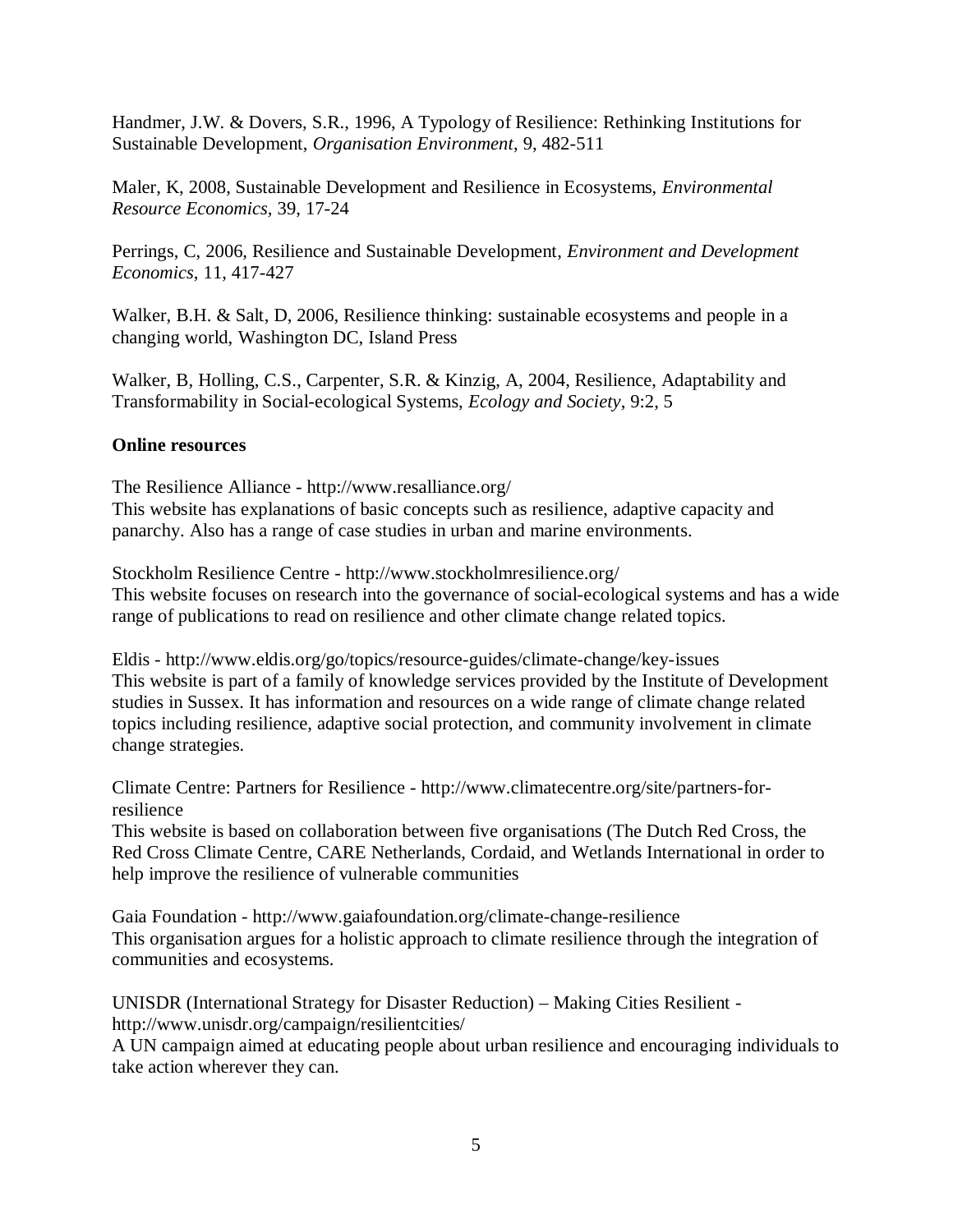Handmer, J.W. & Dovers, S.R., 1996, A Typology of Resilience: Rethinking Institutions for Sustainable Development, *Organisation Environment*, 9, 482-511

Maler, K, 2008, Sustainable Development and Resilience in Ecosystems, *Environmental Resource Economics,* 39, 17-24

Perrings, C, 2006, Resilience and Sustainable Development, *Environment and Development Economics,* 11, 417-427

Walker, B.H. & Salt, D, 2006, Resilience thinking: sustainable ecosystems and people in a changing world, Washington DC, Island Press

Walker, B, Holling, C.S., Carpenter, S.R. & Kinzig, A, 2004, Resilience, Adaptability and Transformability in Social-ecological Systems, *Ecology and Society*, 9:2, 5

**Online resources**

The Resilience Alliance - http://www.resalliance.org/
This website has explanations of basic concepts such as resilience, adaptive capacity and panarchy. Also has a range of case studies in urban and marine environments.

Stockholm Resilience Centre - http://www.stockholmresilience.org/
This website focuses on research into the governance of social-ecological systems and has a wide range of publications to read on resilience and other climate change related topics.

Eldis - http://www.eldis.org/go/topics/resource-guides/climate-change/key-issues
This website is part of a family of knowledge services provided by the Institute of Development studies in Sussex. It has information and resources on a wide range of climate change related topics including resilience, adaptive social protection, and community involvement in climate change strategies.

Climate Centre: Partners for Resilience - http://www.climatecentre.org/site/partners-for-resilience
This website is based on collaboration between five organisations (The Dutch Red Cross, the Red Cross Climate Centre, CARE Netherlands, Cordaid, and Wetlands International in order to help improve the resilience of vulnerable communities

Gaia Foundation - http://www.gaiafoundation.org/climate-change-resilience
This organisation argues for a holistic approach to climate resilience through the integration of communities and ecosystems.

UNISDR (International Strategy for Disaster Reduction) – Making Cities Resilient - http://www.unisdr.org/campaign/resilientcities/
A UN campaign aimed at educating people about urban resilience and encouraging individuals to take action wherever they can.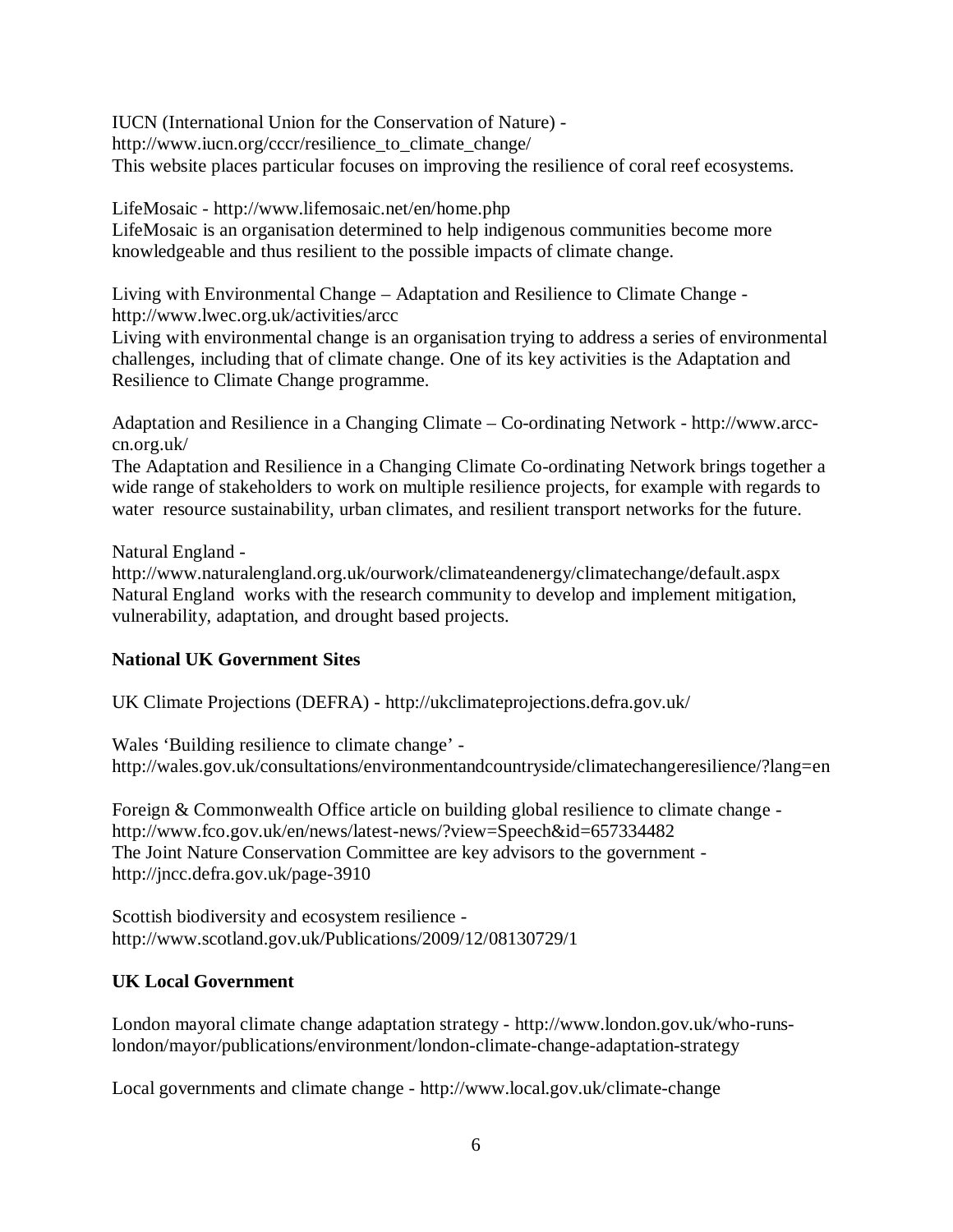IUCN (International Union for the Conservation of Nature) -
http://www.iucn.org/cccr/resilience_to_climate_change/
This website places particular focuses on improving the resilience of coral reef ecosystems.

LifeMosaic - http://www.lifemosaic.net/en/home.php
LifeMosaic is an organisation determined to help indigenous communities become more knowledgeable and thus resilient to the possible impacts of climate change.

Living with Environmental Change – Adaptation and Resilience to Climate Change -
http://www.lwec.org.uk/activities/arcc
Living with environmental change is an organisation trying to address a series of environmental challenges, including that of climate change. One of its key activities is the Adaptation and Resilience to Climate Change programme.

Adaptation and Resilience in a Changing Climate – Co-ordinating Network - http://www.arcc-cn.org.uk/
The Adaptation and Resilience in a Changing Climate Co-ordinating Network brings together a wide range of stakeholders to work on multiple resilience projects, for example with regards to water resource sustainability, urban climates, and resilient transport networks for the future.

Natural England -
http://www.naturalengland.org.uk/ourwork/climateandenergy/climatechange/default.aspx
Natural England works with the research community to develop and implement mitigation, vulnerability, adaptation, and drought based projects.

**National UK Government Sites**

UK Climate Projections (DEFRA) - http://ukclimateprojections.defra.gov.uk/

Wales 'Building resilience to climate change' -
http://wales.gov.uk/consultations/environmentandcountryside/climatechangeresilience/?lang=en

Foreign & Commonwealth Office article on building global resilience to climate change -
http://www.fco.gov.uk/en/news/latest-news/?view=Speech&id=657334482
The Joint Nature Conservation Committee are key advisors to the government -
http://jncc.defra.gov.uk/page-3910

Scottish biodiversity and ecosystem resilience -
http://www.scotland.gov.uk/Publications/2009/12/08130729/1

**UK Local Government**

London mayoral climate change adaptation strategy - http://www.london.gov.uk/who-runs-london/mayor/publications/environment/london-climate-change-adaptation-strategy

Local governments and climate change - http://www.local.gov.uk/climate-change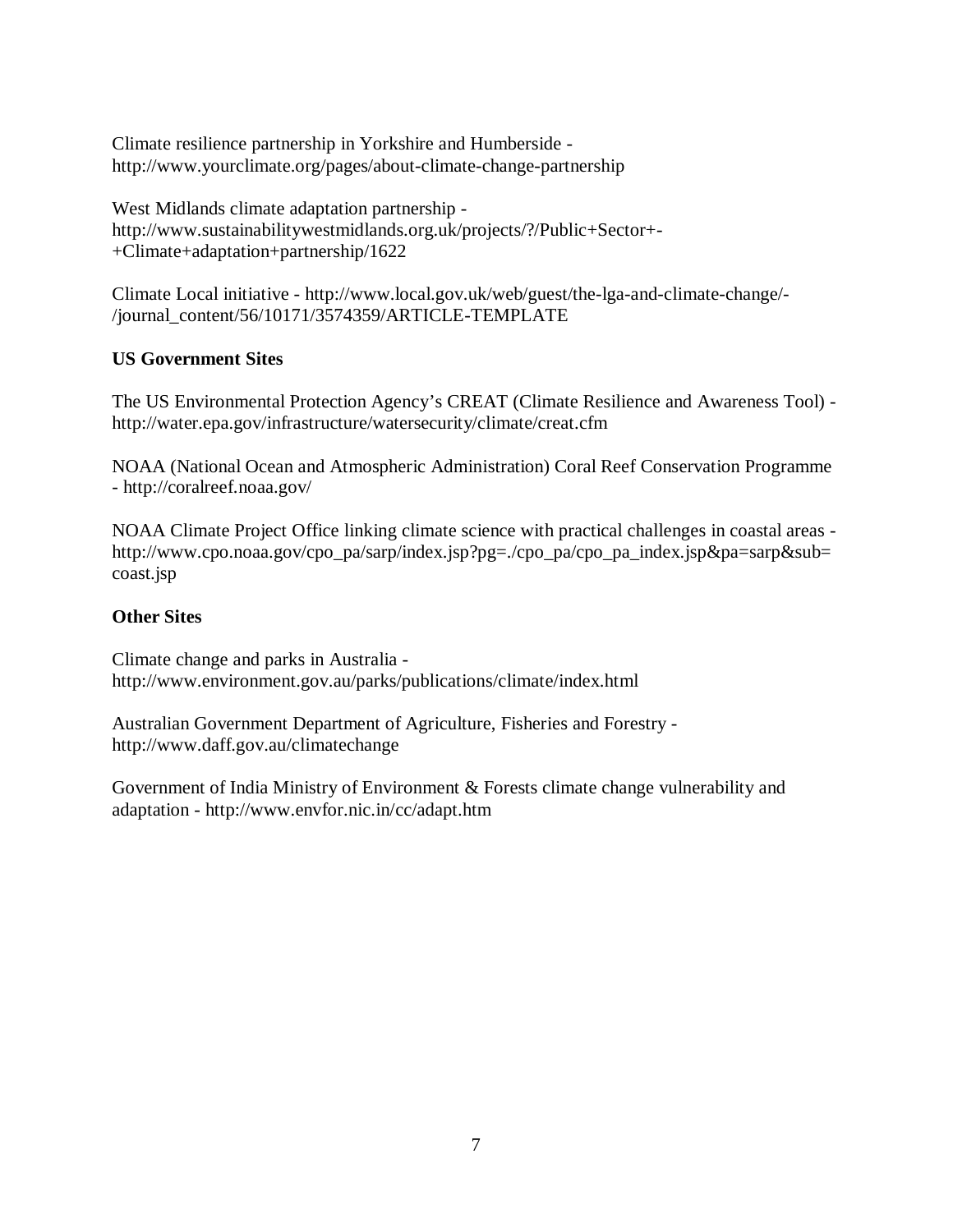Climate resilience partnership in Yorkshire and Humberside - http://www.yourclimate.org/pages/about-climate-change-partnership

West Midlands climate adaptation partnership - http://www.sustainabilitywestmidlands.org.uk/projects/?/Public+Sector+-+Climate+adaptation+partnership/1622

Climate Local initiative - http://www.local.gov.uk/web/guest/the-lga-and-climate-change/-/journal_content/56/10171/3574359/ARTICLE-TEMPLATE

**US Government Sites**

The US Environmental Protection Agency's CREAT (Climate Resilience and Awareness Tool) - http://water.epa.gov/infrastructure/watersecurity/climate/creat.cfm

NOAA (National Ocean and Atmospheric Administration) Coral Reef Conservation Programme - http://coralreef.noaa.gov/

NOAA Climate Project Office linking climate science with practical challenges in coastal areas - http://www.cpo.noaa.gov/cpo_pa/sarp/index.jsp?pg=./cpo_pa/cpo_pa_index.jsp&pa=sarp&sub=coast.jsp

**Other Sites**

Climate change and parks in Australia - http://www.environment.gov.au/parks/publications/climate/index.html

Australian Government Department of Agriculture, Fisheries and Forestry - http://www.daff.gov.au/climatechange

Government of India Ministry of Environment & Forests climate change vulnerability and adaptation - http://www.envfor.nic.in/cc/adapt.htm